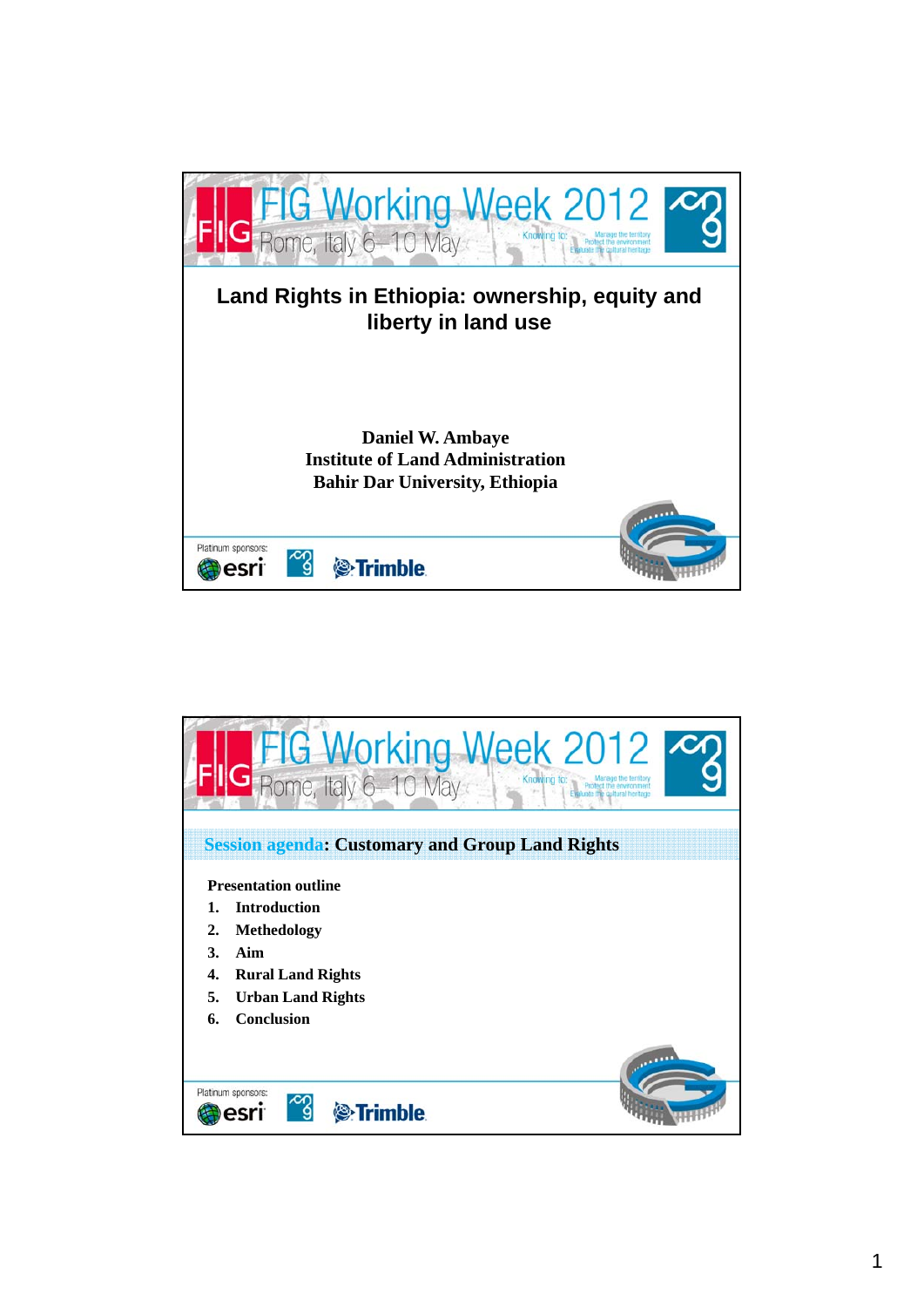# Land Rights in Ethiopia: ownership, equity and liberty in land use

**Daniel W. Ambaye**
**Institute of Land Administration**
**Bahir Dar University, Ethiopia**

---

## Session agenda: Customary and Group Land Rights

**Presentation outline**

1. **Introduction**
2. **Methedology**
3. **Aim**
4. **Rural Land Rights**
5. **Urban Land Rights**
6. **Conclusion**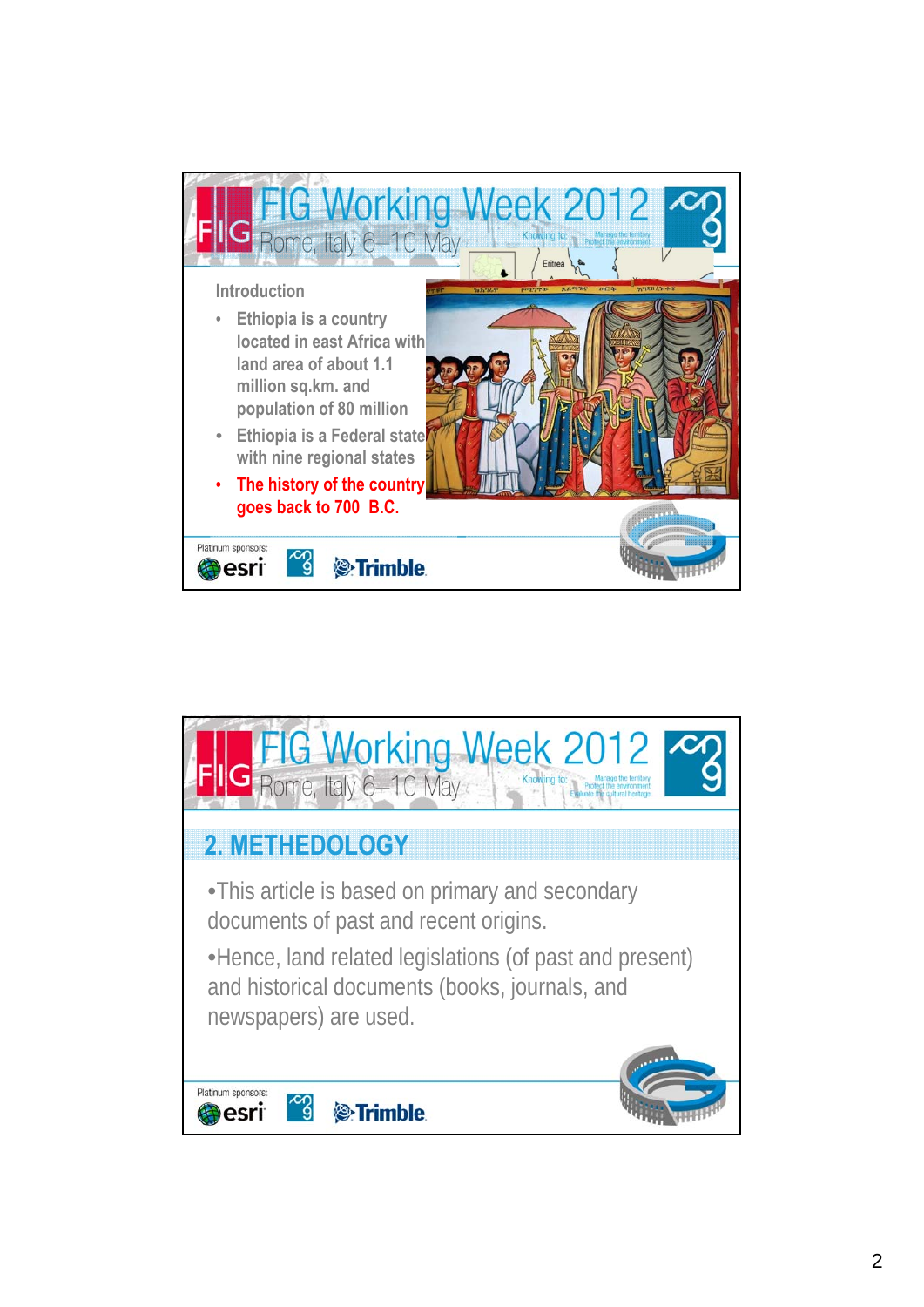## Introduction

- Ethiopia is a country located in east Africa with land area of about 1.1 million sq.km. and population of 80 million
- Ethiopia is a Federal state with nine regional states
- The history of the country goes back to 700 B.C.

## 2. METHEDOLOGY

- This article is based on primary and secondary documents of past and recent origins.
- Hence, land related legislations (of past and present) and historical documents (books, journals, and newspapers) are used.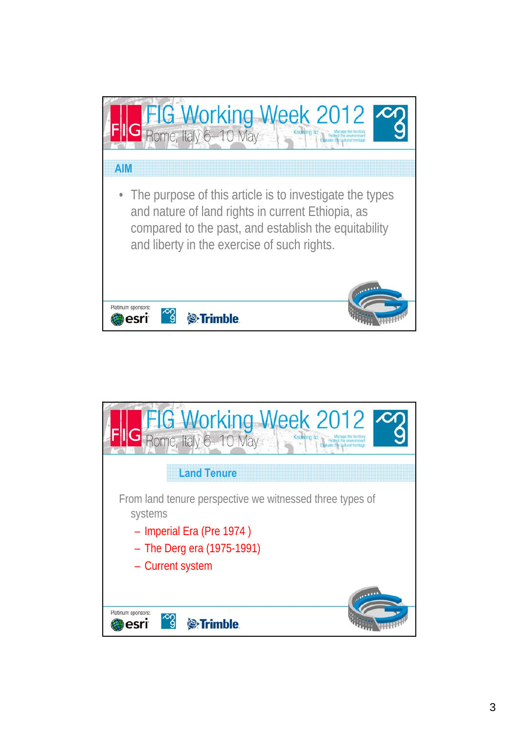## AIM

- The purpose of this article is to investigate the types and nature of land rights in current Ethiopia, as compared to the past, and establish the equitability and liberty in the exercise of such rights.

## Land Tenure

From land tenure perspective we witnessed three types of systems

- Imperial Era (Pre 1974 )
- The Derg era (1975-1991)
- Current system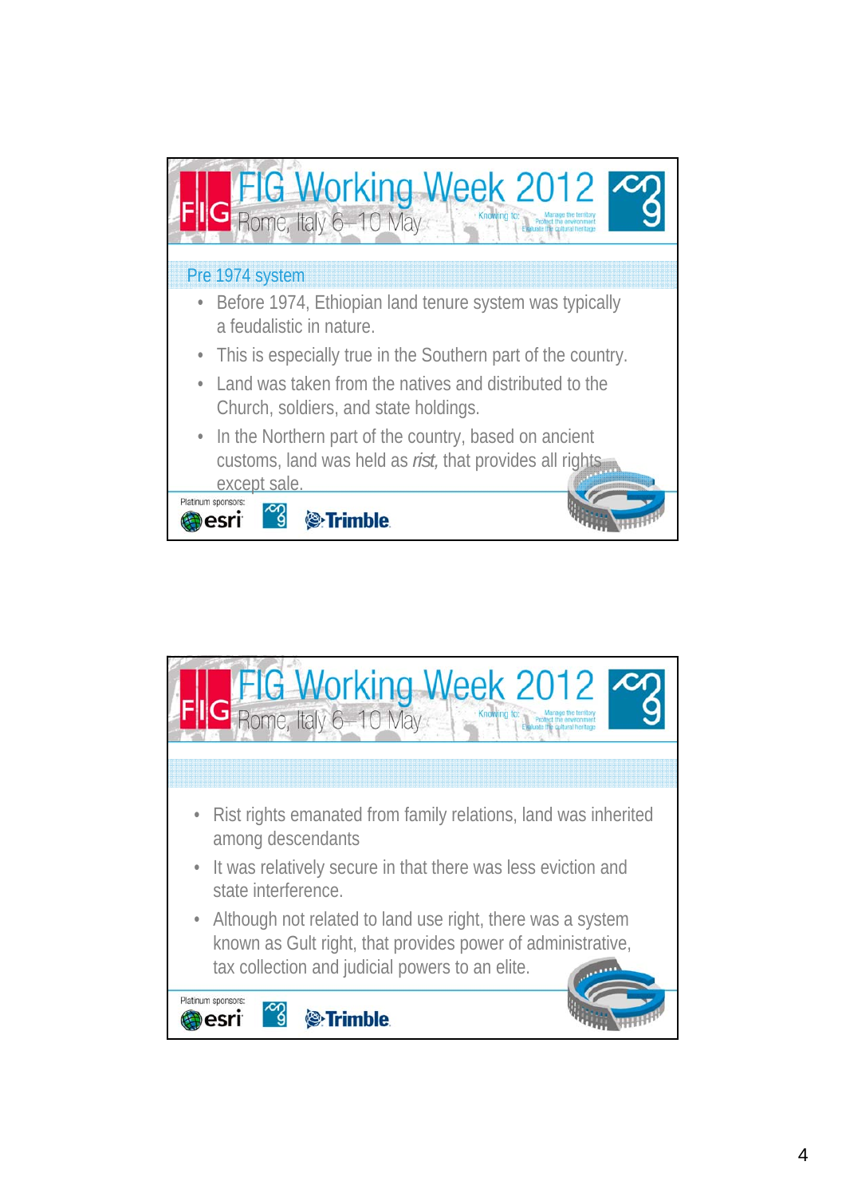## Pre 1974 system

- Before 1974, Ethiopian land tenure system was typically a feudalistic in nature.
- This is especially true in the Southern part of the country.
- Land was taken from the natives and distributed to the Church, soldiers, and state holdings.
- In the Northern part of the country, based on ancient customs, land was held as *rist,* that provides all rights except sale.

---

- Rist rights emanated from family relations, land was inherited among descendants
- It was relatively secure in that there was less eviction and state interference.
- Although not related to land use right, there was a system known as Gult right, that provides power of administrative, tax collection and judicial powers to an elite.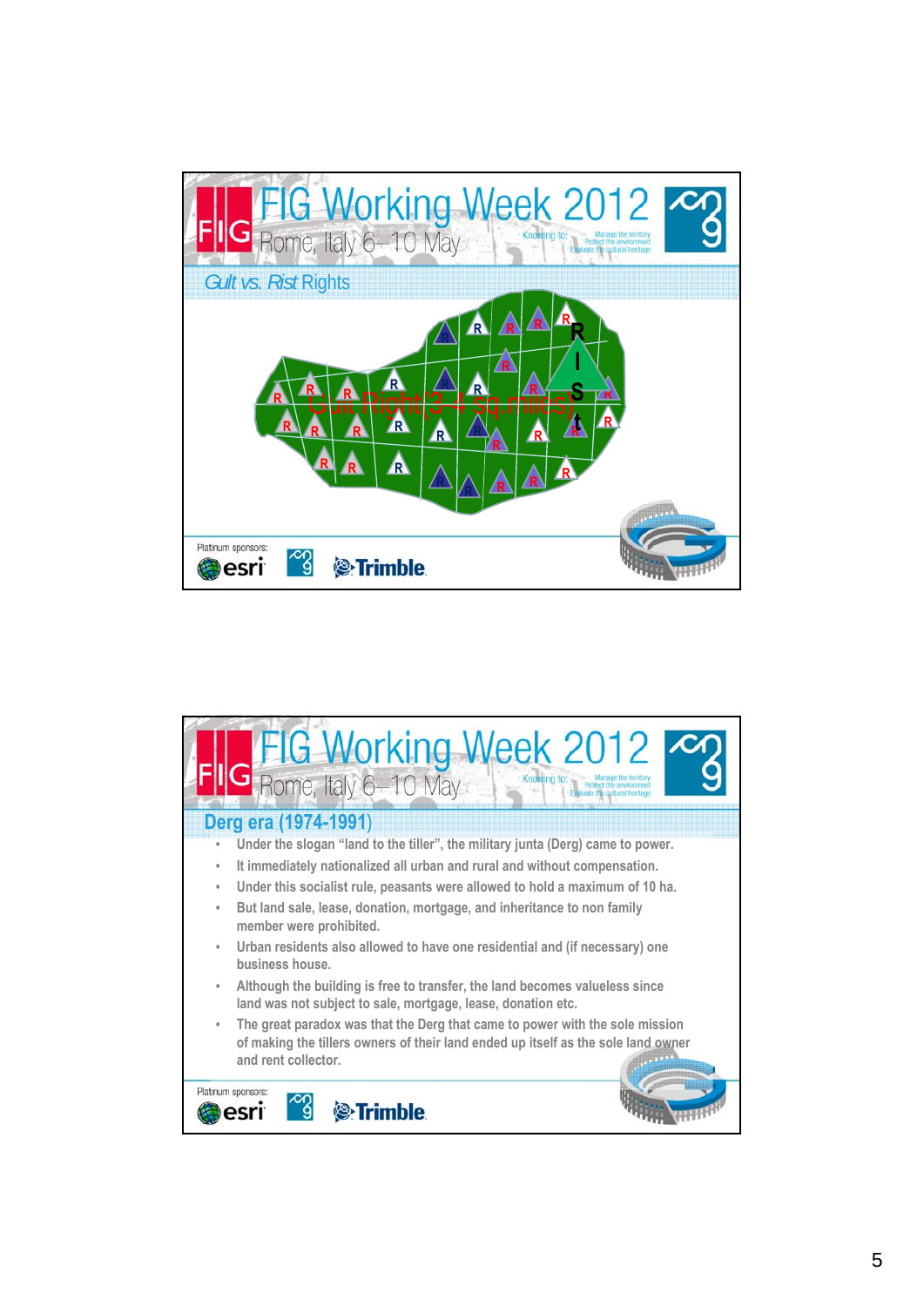## *Gult vs. Rist* Rights

Gult Right (3-4 sq.miles)

Rist

## Derg era (1974-1991)

- Under the slogan "land to the tiller", the military junta (Derg) came to power.
- It immediately nationalized all urban and rural and without compensation.
- Under this socialist rule, peasants were allowed to hold a maximum of 10 ha.
- But land sale, lease, donation, mortgage, and inheritance to non family member were prohibited.
- Urban residents also allowed to have one residential and (if necessary) one business house.
- Although the building is free to transfer, the land becomes valueless since land was not subject to sale, mortgage, lease, donation etc.
- The great paradox was that the Derg that came to power with the sole mission of making the tillers owners of their land ended up itself as the sole land owner and rent collector.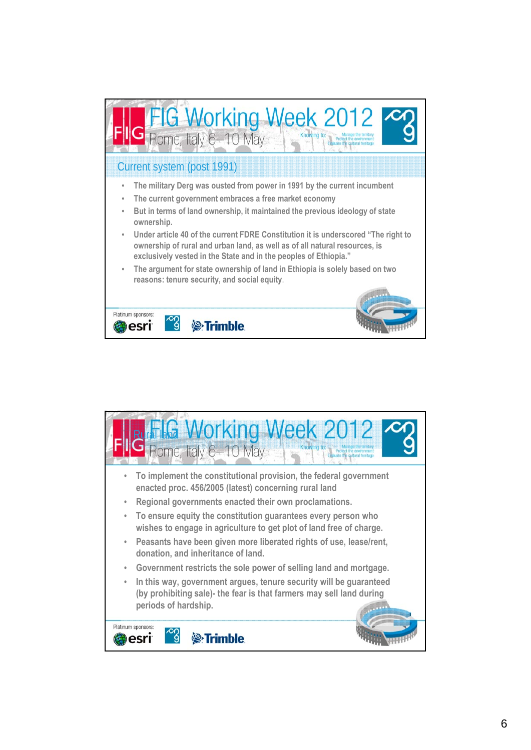## Current system (post 1991)

- The military Derg was ousted from power in 1991 by the current incumbent
- The current government embraces a free market economy
- But in terms of land ownership, it maintained the previous ideology of state ownership.
- Under article 40 of the current FDRE Constitution it is underscored "The right to ownership of rural and urban land, as well as of all natural resources, is exclusively vested in the State and in the peoples of Ethiopia."
- The argument for state ownership of land in Ethiopia is solely based on two reasons: tenure security, and social equity.

## Rural land

- To implement the constitutional provision, the federal government enacted proc. 456/2005 (latest) concerning rural land
- Regional governments enacted their own proclamations.
- To ensure equity the constitution guarantees every person who wishes to engage in agriculture to get plot of land free of charge.
- Peasants have been given more liberated rights of use, lease/rent, donation, and inheritance of land.
- Government restricts the sole power of selling land and mortgage.
- In this way, government argues, tenure security will be guaranteed (by prohibiting sale)- the fear is that farmers may sell land during periods of hardship.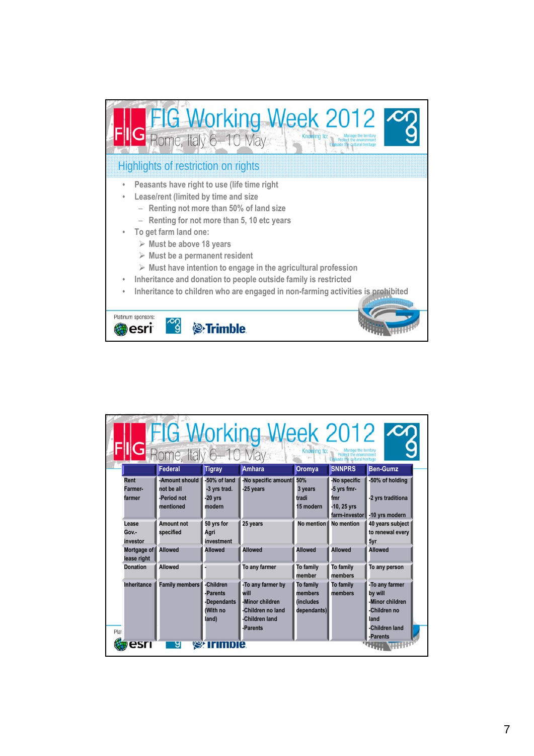## Highlights of restriction on rights

- Peasants have right to use (life time right
- Lease/rent (limited by time and size
  - Renting not more than 50% of land size
  - Renting for not more than 5, 10 etc years
- To get farm land one:
  - Must be above 18 years
  - Must be a permanent resident
  - Must have intention to engage in the agricultural profession
- Inheritance and donation to people outside family is restricted
- Inheritance to children who are engaged in non-farming activities is prohibited

| | Federal | Tigray | Amhara | Oromya | SNNPRS | Ben-Gumz |
|---|---|---|---|---|---|---|
| Rent Farmer-farmer | -Amount should not be all -Period not mentioned | -50% of land -3 yrs trad. -20 yrs modern | -No specific amount -25 years | 50% 3 years tradi 15 modern | -No specific -5 yrs fmr-fmr -10, 25 yrs farm-investor | -50% of holding -2 yrs traditiona -10 yrs modern |
| Lease Gov.-investor | Amount not specified | 50 yrs for Agri investment | 25 years | No mention | No mention | 40 years subject to renewal every 5yr |
| Mortgage of lease right | Allowed | Allowed | Allowed | Allowed | Allowed | Allowed |
| Donation | Allowed | - | To any farmer | To family member | To family members | To any person |
| Inheritance | Family members | -Children -Parents -Dependants (With no land) | -To any farmer by will -Minor children -Children no land -Children land -Parents | To family members (includes dependants) | To family members | -To any farmer by will -Minor children -Children no land -Children land -Parents |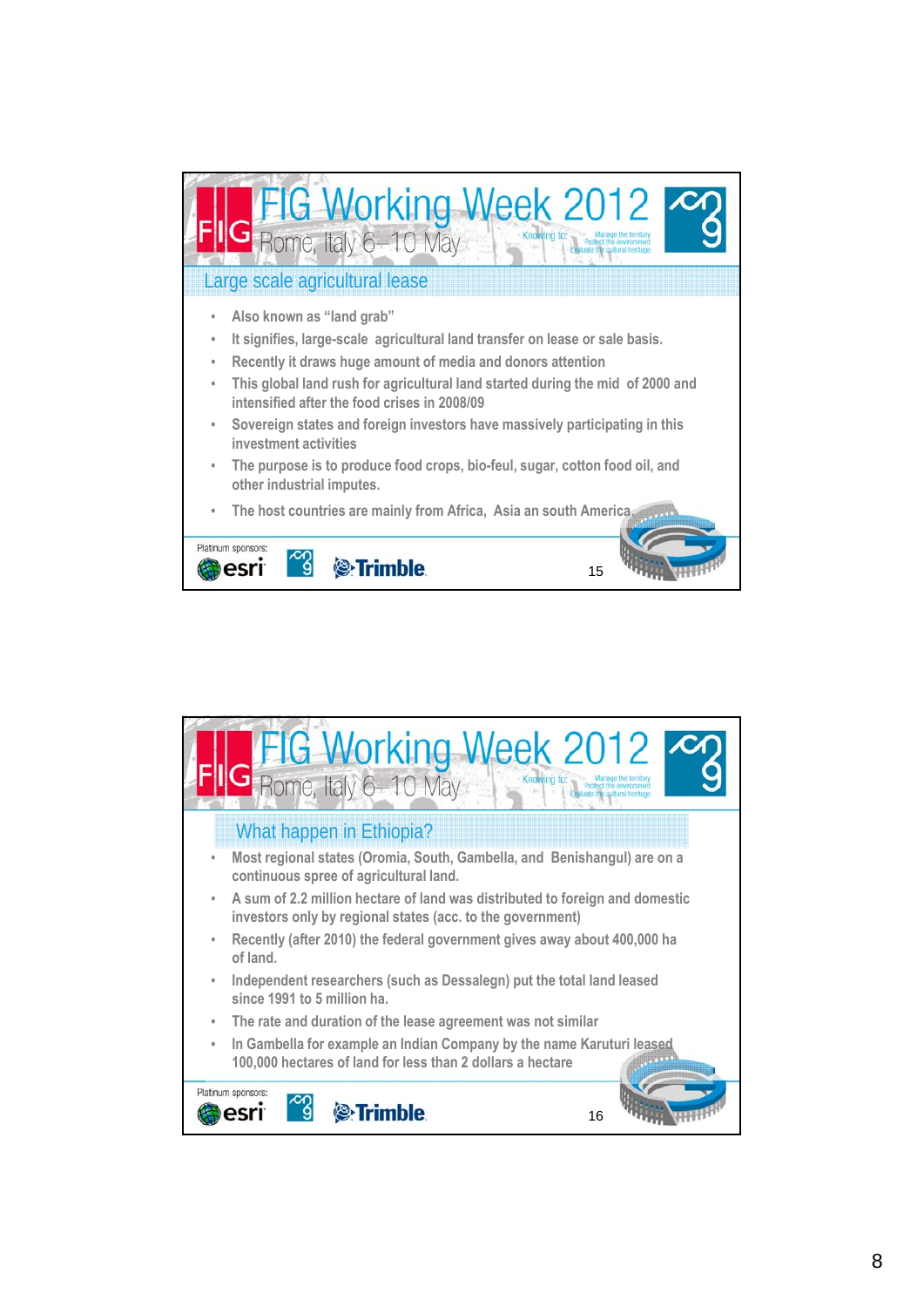## Large scale agricultural lease

- Also known as "land grab"
- It signifies, large-scale agricultural land transfer on lease or sale basis.
- Recently it draws huge amount of media and donors attention
- This global land rush for agricultural land started during the mid of 2000 and intensified after the food crises in 2008/09
- Sovereign states and foreign investors have massively participating in this investment activities
- The purpose is to produce food crops, bio-feul, sugar, cotton food oil, and other industrial imputes.
- The host countries are mainly from Africa, Asia an south America

## What happen in Ethiopia?

- Most regional states (Oromia, South, Gambella, and Benishangul) are on a continuous spree of agricultural land.
- A sum of 2.2 million hectare of land was distributed to foreign and domestic investors only by regional states (acc. to the government)
- Recently (after 2010) the federal government gives away about 400,000 ha of land.
- Independent researchers (such as Dessalegn) put the total land leased since 1991 to 5 million ha.
- The rate and duration of the lease agreement was not similar
- In Gambella for example an Indian Company by the name Karuturi leased 100,000 hectares of land for less than 2 dollars a hectare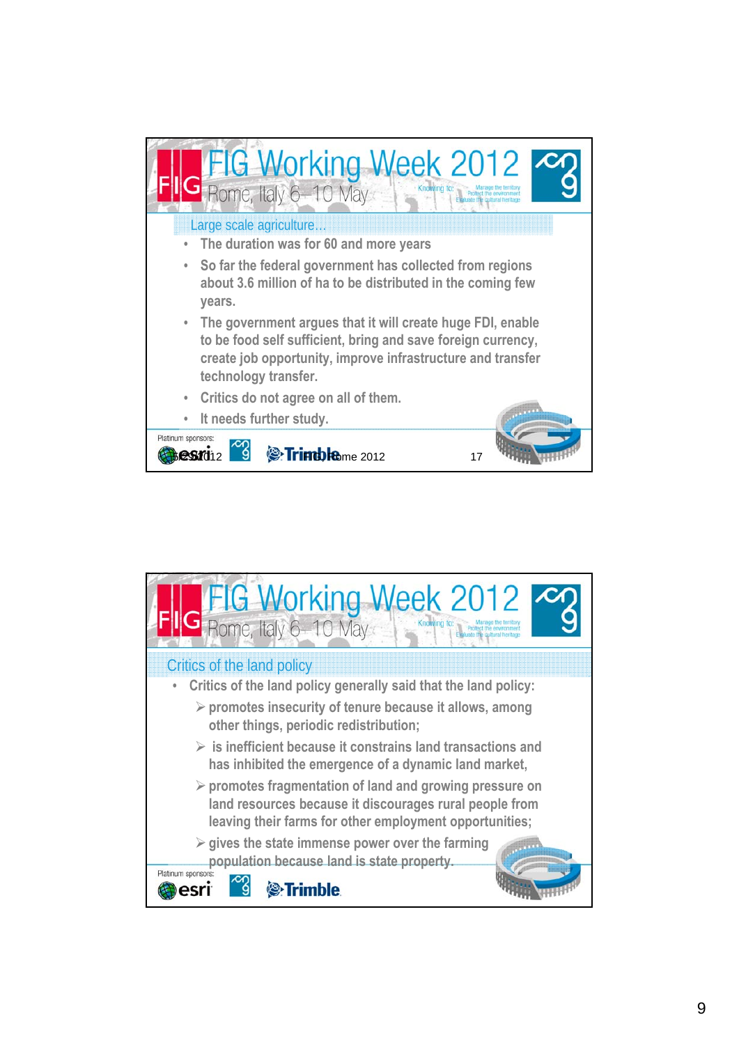## Large scale agriculture…

- The duration was for 60 and more years
- So far the federal government has collected from regions about 3.6 million of ha to be distributed in the coming few years.
- The government argues that it will create huge FDI, enable to be food self sufficient, bring and save foreign currency, create job opportunity, improve infrastructure and transfer technology transfer.
- Critics do not agree on all of them.
- It needs further study.

## Critics of the land policy

- Critics of the land policy generally said that the land policy:
  - promotes insecurity of tenure because it allows, among other things, periodic redistribution;
  - is inefficient because it constrains land transactions and has inhibited the emergence of a dynamic land market,
  - promotes fragmentation of land and growing pressure on land resources because it discourages rural people from leaving their farms for other employment opportunities;
  - gives the state immense power over the farming population because land is state property.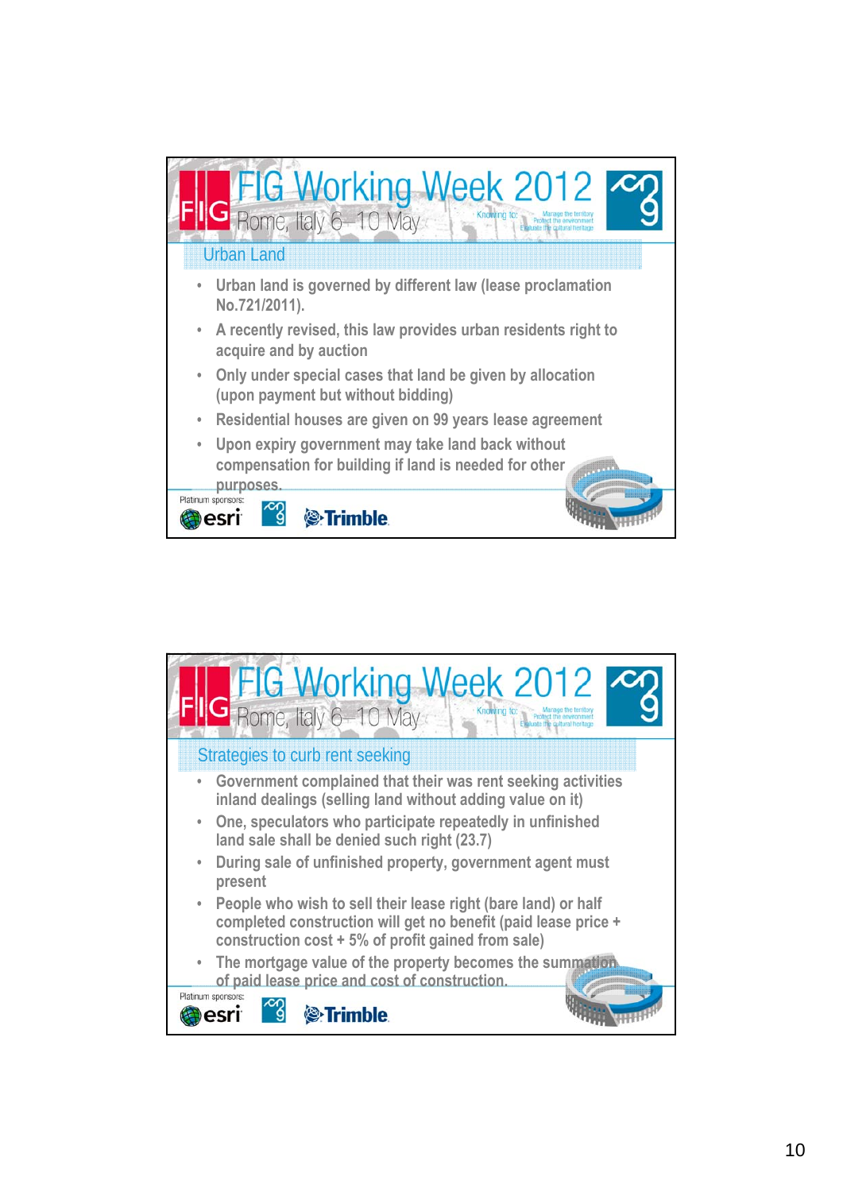## Urban Land

- Urban land is governed by different law (lease proclamation No.721/2011).
- A recently revised, this law provides urban residents right to acquire and by auction
- Only under special cases that land be given by allocation (upon payment but without bidding)
- Residential houses are given on 99 years lease agreement
- Upon expiry government may take land back without compensation for building if land is needed for other purposes.

## Strategies to curb rent seeking

- Government complained that their was rent seeking activities inland dealings (selling land without adding value on it)
- One, speculators who participate repeatedly in unfinished land sale shall be denied such right (23.7)
- During sale of unfinished property, government agent must present
- People who wish to sell their lease right (bare land) or half completed construction will get no benefit (paid lease price + construction cost + 5% of profit gained from sale)
- The mortgage value of the property becomes the summation of paid lease price and cost of construction.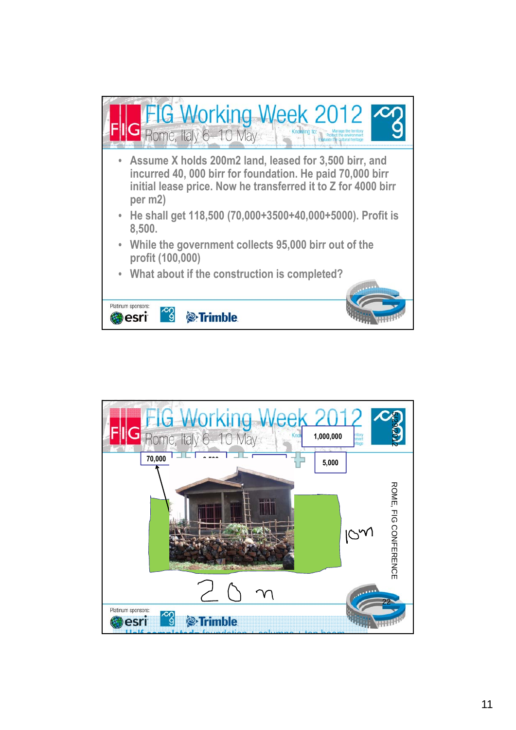- Assume X holds 200m2 land, leased for 3,500 birr, and incurred 40, 000 birr for foundation. He paid 70,000 birr initial lease price. Now he transferred it to Z for 4000 birr per m2)
- He shall get 118,500 (70,000+3500+40,000+5000). Profit is 8,500.
- While the government collects 95,000 birr out of the profit (100,000)
- What about if the construction is completed?

1,000,000

70,000

5,000

10m

20 m

Half completed: foundation + columns + top beam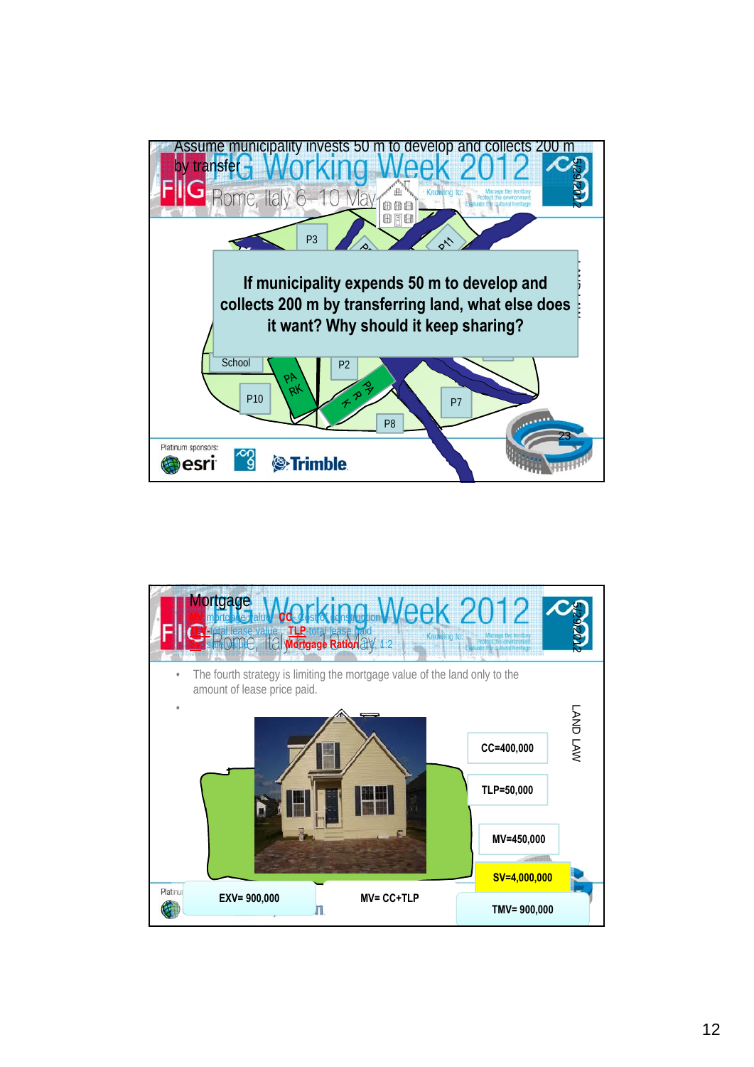Assume municipality invests 50 m to develop and collects 200 m by transfer

If municipality expends 50 m to develop and collects 200 m by transferring land, what else does it want? Why should it keep sharing?

P3

P11

School

P2

PARK

PARK

P10

P7

P8

23

Mortgage

MV: mortgage value; CC: cost of construction

TLV: total lease value; TLP: total lease paid

SV: site value; Mortgage Ration: 1:2

- The fourth strategy is limiting the mortgage value of the land only to the amount of lease price paid.
-

CC=400,000

TLP=50,000

MV=450,000

SV=4,000,000

EXV= 900,000

MV= CC+TLP

TMV= 900,000

LAND LAW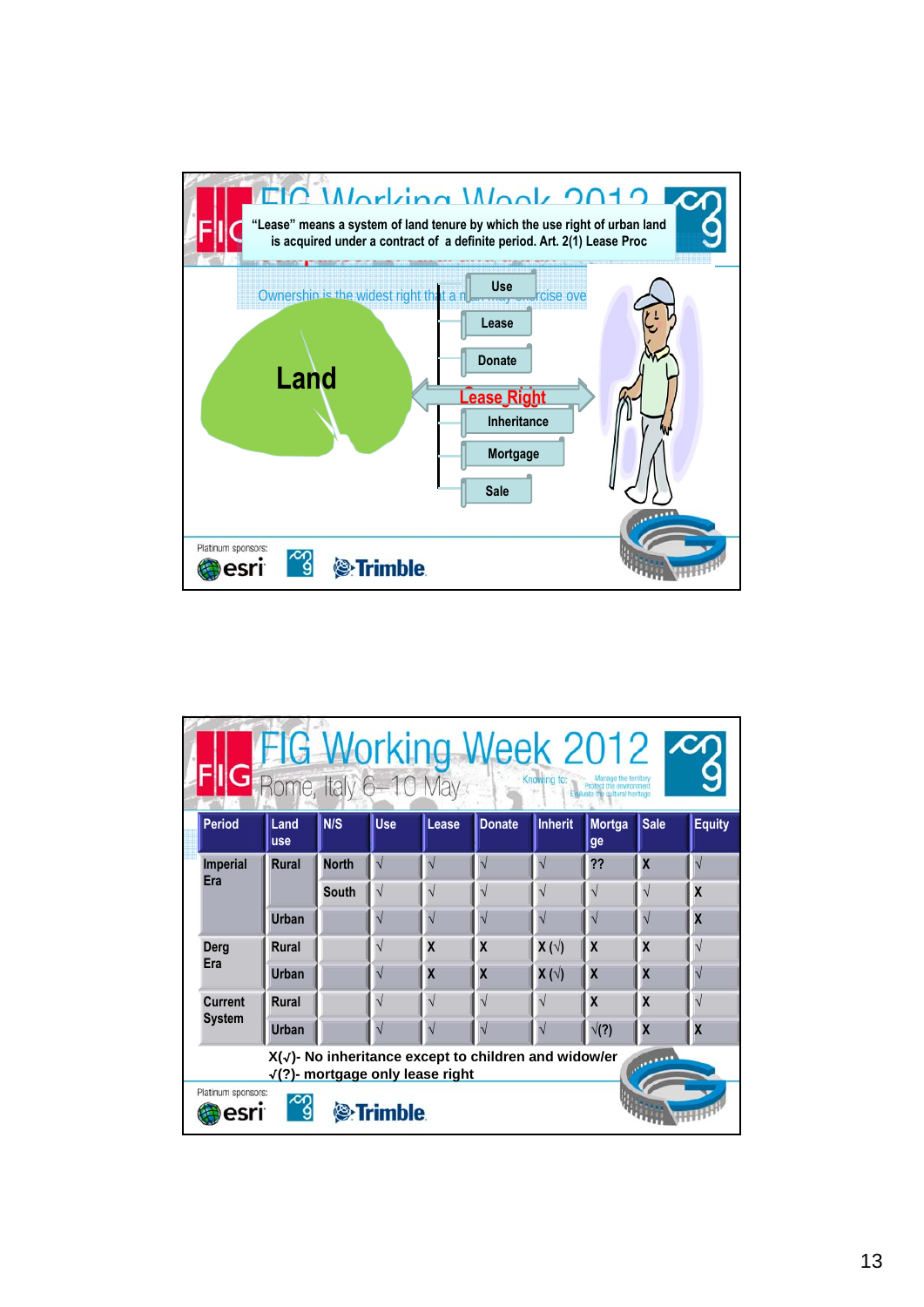"Lease" means a system of land tenure by which the use right of urban land is acquired under a contract of a definite period. Art. 2(1) Lease Proc

Ownership is the widest right that a man may exercise over

Land

- Use
- Lease
- Donate
- Lease Right
- Inheritance
- Mortgage
- Sale

Platinum sponsors: esri, Trimble

# FIG Working Week 2012

Rome, Italy 6–10 May

| Period | Land use | N/S | Use | Lease | Donate | Inherit | Mortgage | Sale | Equity |
|---|---|---|---|---|---|---|---|---|---|
| Imperial Era | Rural | North | √ | √ | √ | √ | ?? | X | √ |
| | | South | √ | √ | √ | √ | √ | √ | X |
| | Urban | | √ | √ | √ | √ | √ | √ | X |
| Derg Era | Rural | | √ | X | X | X (√) | X | X | √ |
| | Urban | | √ | X | X | X (√) | X | X | √ |
| Current System | Rural | | √ | √ | √ | √ | X | X | √ |
| | Urban | | √ | √ | √ | √ | √(?) | X | X |

X(√)- No inheritance except to children and widow/er

√(?)- mortgage only lease right

Platinum sponsors: esri, Trimble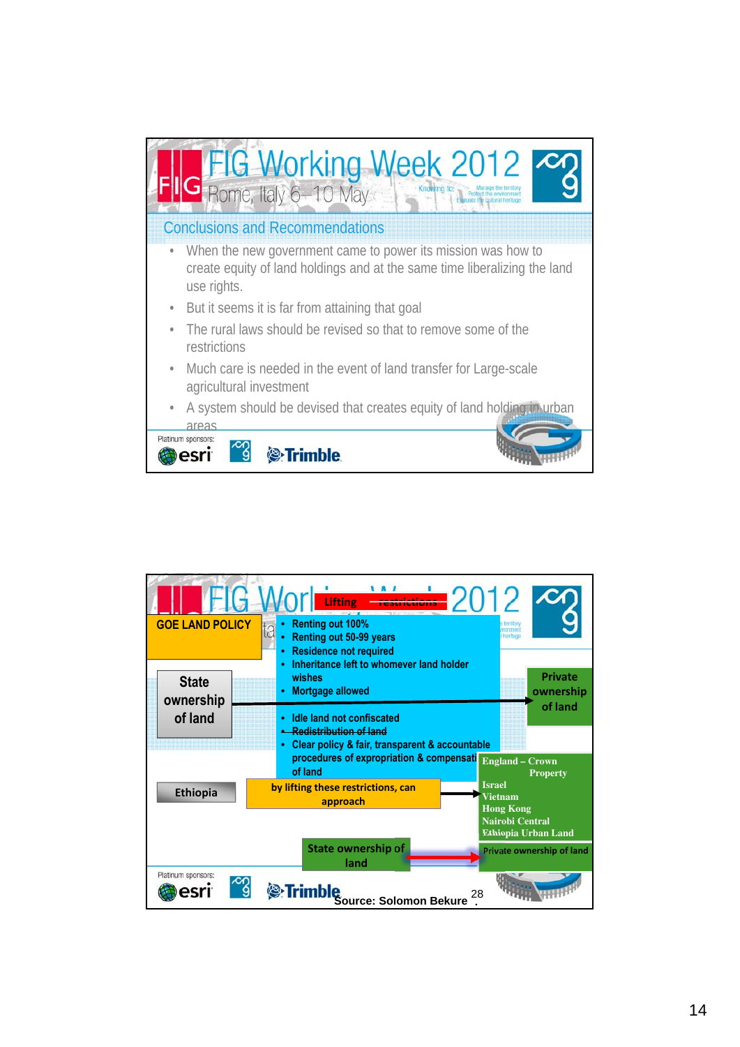## Conclusions and Recommendations

- When the new government came to power its mission was how to create equity of land holdings and at the same time liberalizing the land use rights.
- But it seems it is far from attaining that goal
- The rural laws should be revised so that to remove some of the restrictions
- Much care is needed in the event of land transfer for Large-scale agricultural investment
- A system should be devised that creates equity of land holding in urban areas

Platinum sponsors: esri Trimble

---

Lifting ~~restrictions~~

GOE LAND POLICY

- Renting out 100%
- Renting out 50-99 years
- Residence not required
- Inheritance left to whomever land holder wishes
- Mortgage allowed

State ownership of land → Private ownership of land

- Idle land not confiscated
- ~~Redistribution of land~~
- Clear policy & fair, transparent & accountable procedures of expropriation & compensation of land

England – Crown Property
Israel
Vietnam
Hong Kong
Nairobi Central
Ethiopia Urban Land

Ethiopia — by lifting these restrictions, can approach →

State ownership of land → Private ownership of land

Source: Solomon Bekure

Platinum sponsors: esri Trimble